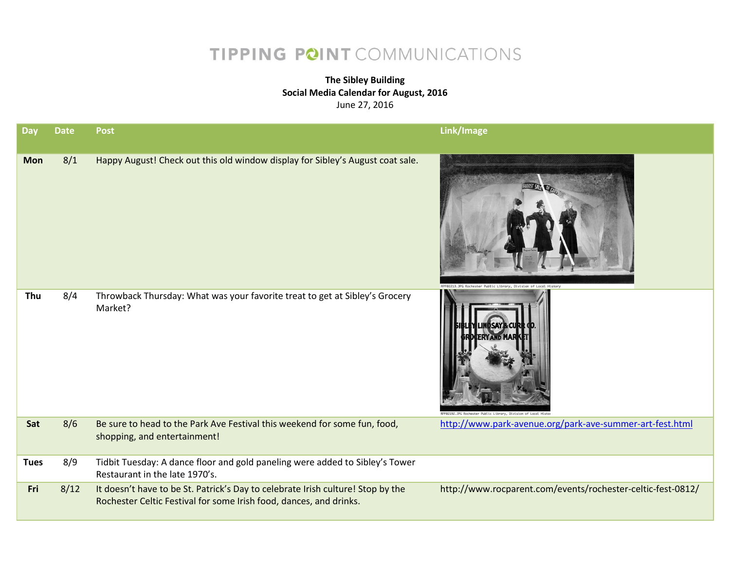TIPPING POINT COMMUNICATIONS

**The Sibley Building**
**Social Media Calendar for August, 2016**
June 27, 2016

| Day | Date | Post | Link/Image |
|---|---|---|---|
| **Mon** | 8/1 | Happy August! Check out this old window display for Sibley's August coat sale. | RPF02213.JPG Rochester Public Library, Division of Local History |
| **Thu** | 8/4 | Throwback Thursday: What was your favorite treat to get at Sibley's Grocery Market? | RPF02192.JPG Rochester Public Library, Division of Local Histor |
| **Sat** | 8/6 | Be sure to head to the Park Ave Festival this weekend for some fun, food, shopping, and entertainment! | http://www.park-avenue.org/park-ave-summer-art-fest.html |
| **Tues** | 8/9 | Tidbit Tuesday: A dance floor and gold paneling were added to Sibley's Tower Restaurant in the late 1970's. | |
| **Fri** | 8/12 | It doesn't have to be St. Patrick's Day to celebrate Irish culture! Stop by the Rochester Celtic Festival for some Irish food, dances, and drinks. | http://www.rocparent.com/events/rochester-celtic-fest-0812/ |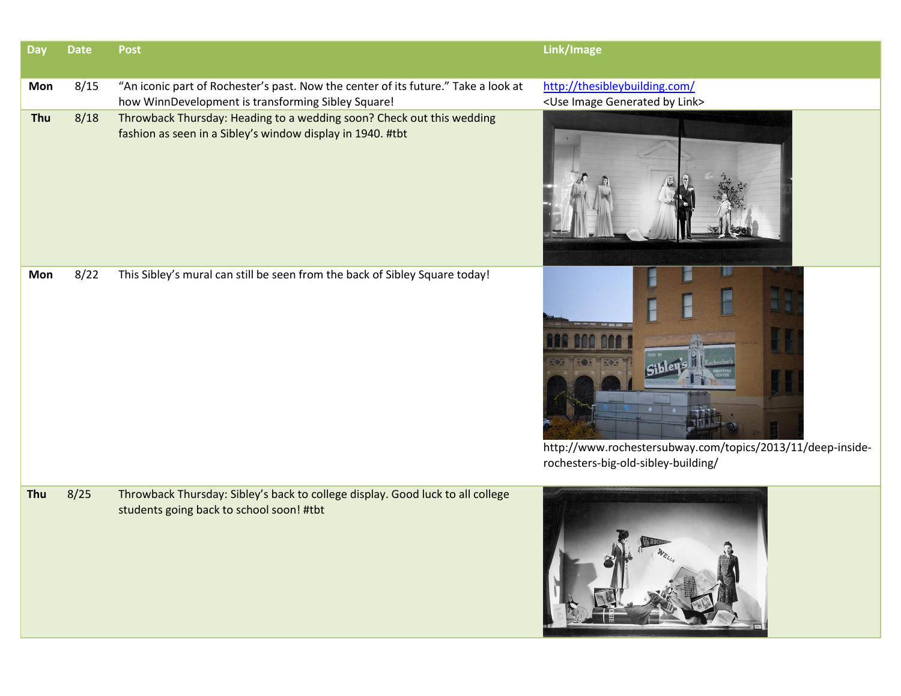| Day | Date | Post | Link/Image |
|---|---|---|---|
| Mon | 8/15 | "An iconic part of Rochester's past. Now the center of its future." Take a look at how WinnDevelopment is transforming Sibley Square! | http://thesibleybuilding.com/ <Use Image Generated by Link> |
| Thu | 8/18 | Throwback Thursday: Heading to a wedding soon? Check out this wedding fashion as seen in a Sibley's window display in 1940. #tbt | |
| Mon | 8/22 | This Sibley's mural can still be seen from the back of Sibley Square today! | http://www.rochestersubway.com/topics/2013/11/deep-inside-rochesters-big-old-sibley-building/ |
| Thu | 8/25 | Throwback Thursday: Sibley's back to college display. Good luck to all college students going back to school soon! #tbt | |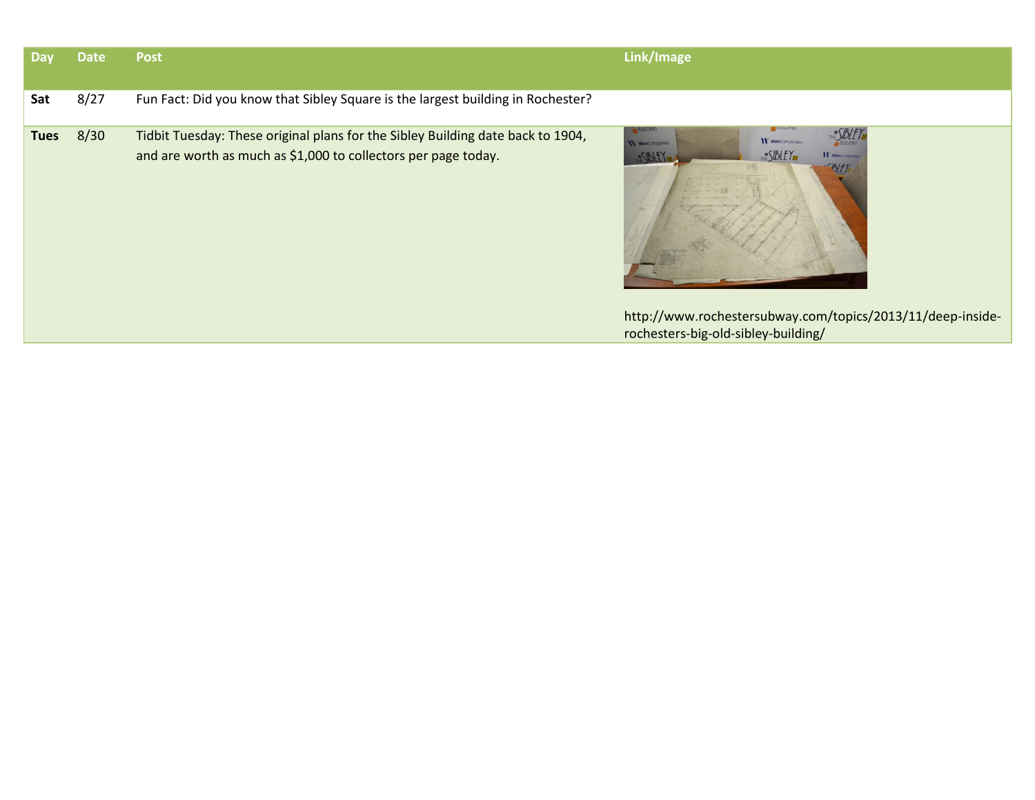| Day | Date | Post | Link/Image |
|---|---|---|---|
| **Sat** | 8/27 | Fun Fact: Did you know that Sibley Square is the largest building in Rochester? | |
| **Tues** | 8/30 | Tidbit Tuesday: These original plans for the Sibley Building date back to 1904, and are worth as much as $1,000 to collectors per page today. | http://www.rochestersubway.com/topics/2013/11/deep-inside-rochesters-big-old-sibley-building/ |